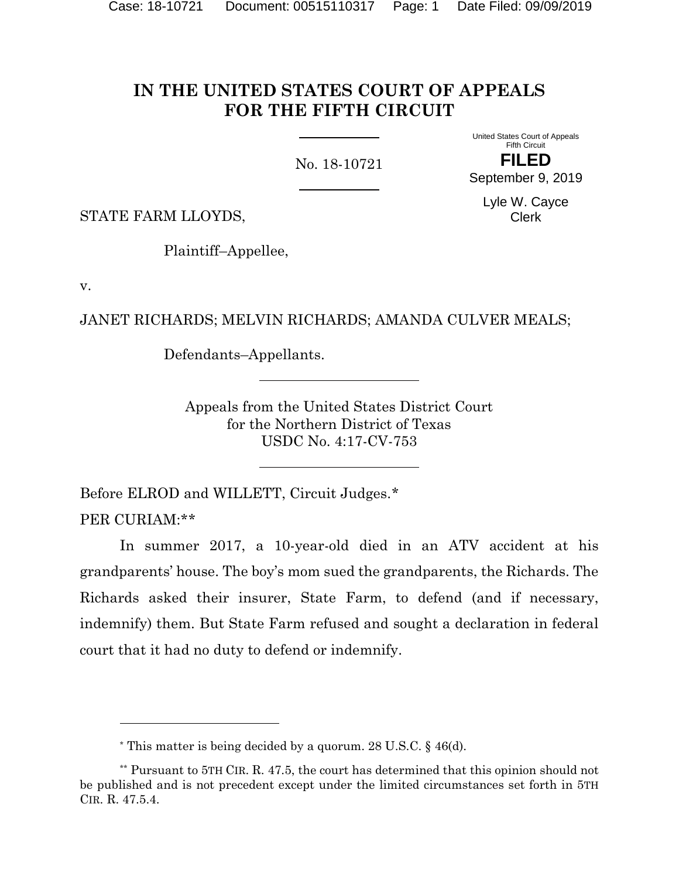# IN THE UNITED STATES COURT OF APPEALS FOR THE FIFTH CIRCUIT

No. 18-10721

United States Court of Appeals
Fifth Circuit

**FILED**

September 9, 2019

Lyle W. Cayce
Clerk

STATE FARM LLOYDS,

Plaintiff–Appellee,

v.

JANET RICHARDS; MELVIN RICHARDS; AMANDA CULVER MEALS;

Defendants–Appellants.

Appeals from the United States District Court
for the Northern District of Texas
USDC No. 4:17-CV-753

Before ELROD and WILLETT, Circuit Judges.*

PER CURIAM:**

In summer 2017, a 10-year-old died in an ATV accident at his grandparents' house. The boy's mom sued the grandparents, the Richards. The Richards asked their insurer, State Farm, to defend (and if necessary, indemnify) them. But State Farm refused and sought a declaration in federal court that it had no duty to defend or indemnify.

---

* This matter is being decided by a quorum. 28 U.S.C. § 46(d).

** Pursuant to 5TH CIR. R. 47.5, the court has determined that this opinion should not be published and is not precedent except under the limited circumstances set forth in 5TH CIR. R. 47.5.4.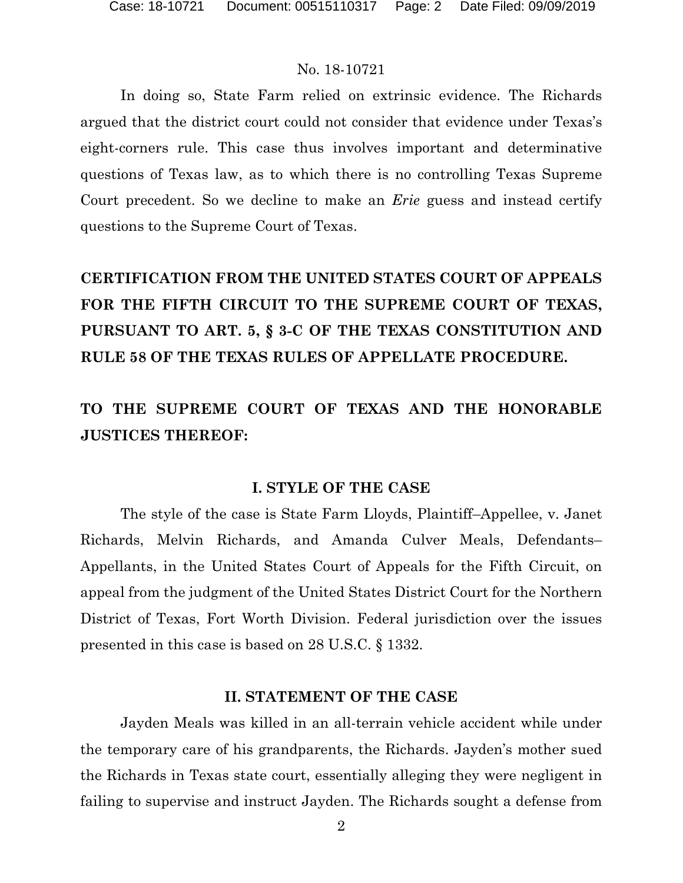In doing so, State Farm relied on extrinsic evidence. The Richards argued that the district court could not consider that evidence under Texas's eight-corners rule. This case thus involves important and determinative questions of Texas law, as to which there is no controlling Texas Supreme Court precedent. So we decline to make an *Erie* guess and instead certify questions to the Supreme Court of Texas.

**CERTIFICATION FROM THE UNITED STATES COURT OF APPEALS FOR THE FIFTH CIRCUIT TO THE SUPREME COURT OF TEXAS, PURSUANT TO ART. 5, § 3-C OF THE TEXAS CONSTITUTION AND RULE 58 OF THE TEXAS RULES OF APPELLATE PROCEDURE.**

**TO THE SUPREME COURT OF TEXAS AND THE HONORABLE JUSTICES THEREOF:**

## I. STYLE OF THE CASE

The style of the case is State Farm Lloyds, Plaintiff–Appellee, v. Janet Richards, Melvin Richards, and Amanda Culver Meals, Defendants–Appellants, in the United States Court of Appeals for the Fifth Circuit, on appeal from the judgment of the United States District Court for the Northern District of Texas, Fort Worth Division. Federal jurisdiction over the issues presented in this case is based on 28 U.S.C. § 1332.

## II. STATEMENT OF THE CASE

Jayden Meals was killed in an all-terrain vehicle accident while under the temporary care of his grandparents, the Richards. Jayden's mother sued the Richards in Texas state court, essentially alleging they were negligent in failing to supervise and instruct Jayden. The Richards sought a defense from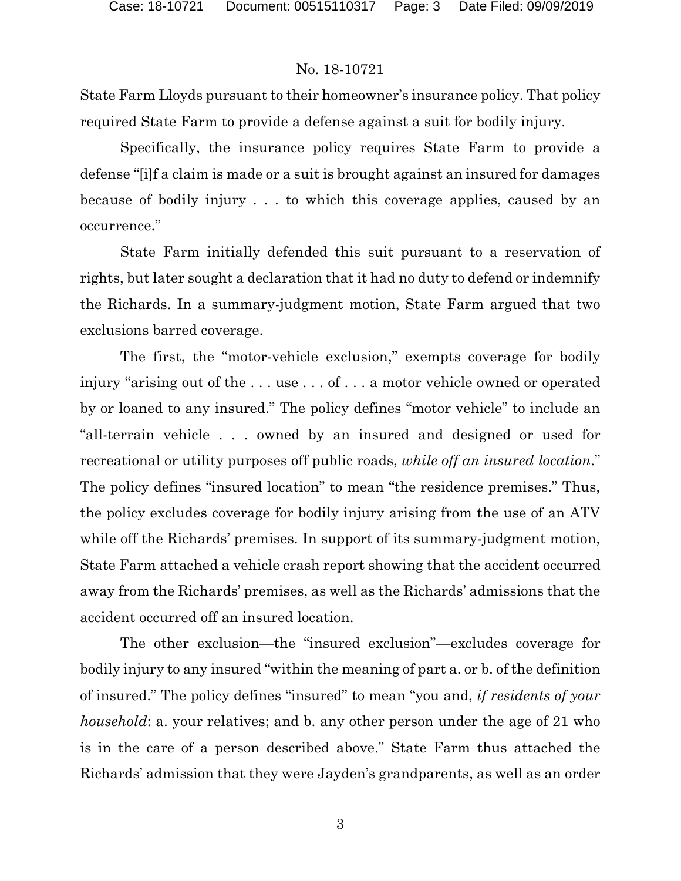State Farm Lloyds pursuant to their homeowner's insurance policy. That policy required State Farm to provide a defense against a suit for bodily injury.

Specifically, the insurance policy requires State Farm to provide a defense "[i]f a claim is made or a suit is brought against an insured for damages because of bodily injury . . . to which this coverage applies, caused by an occurrence."

State Farm initially defended this suit pursuant to a reservation of rights, but later sought a declaration that it had no duty to defend or indemnify the Richards. In a summary-judgment motion, State Farm argued that two exclusions barred coverage.

The first, the "motor-vehicle exclusion," exempts coverage for bodily injury "arising out of the . . . use . . . of . . . a motor vehicle owned or operated by or loaned to any insured." The policy defines "motor vehicle" to include an "all-terrain vehicle . . . owned by an insured and designed or used for recreational or utility purposes off public roads, *while off an insured location*." The policy defines "insured location" to mean "the residence premises." Thus, the policy excludes coverage for bodily injury arising from the use of an ATV while off the Richards' premises. In support of its summary-judgment motion, State Farm attached a vehicle crash report showing that the accident occurred away from the Richards' premises, as well as the Richards' admissions that the accident occurred off an insured location.

The other exclusion—the "insured exclusion"—excludes coverage for bodily injury to any insured "within the meaning of part a. or b. of the definition of insured." The policy defines "insured" to mean "you and, *if residents of your household*: a. your relatives; and b. any other person under the age of 21 who is in the care of a person described above." State Farm thus attached the Richards' admission that they were Jayden's grandparents, as well as an order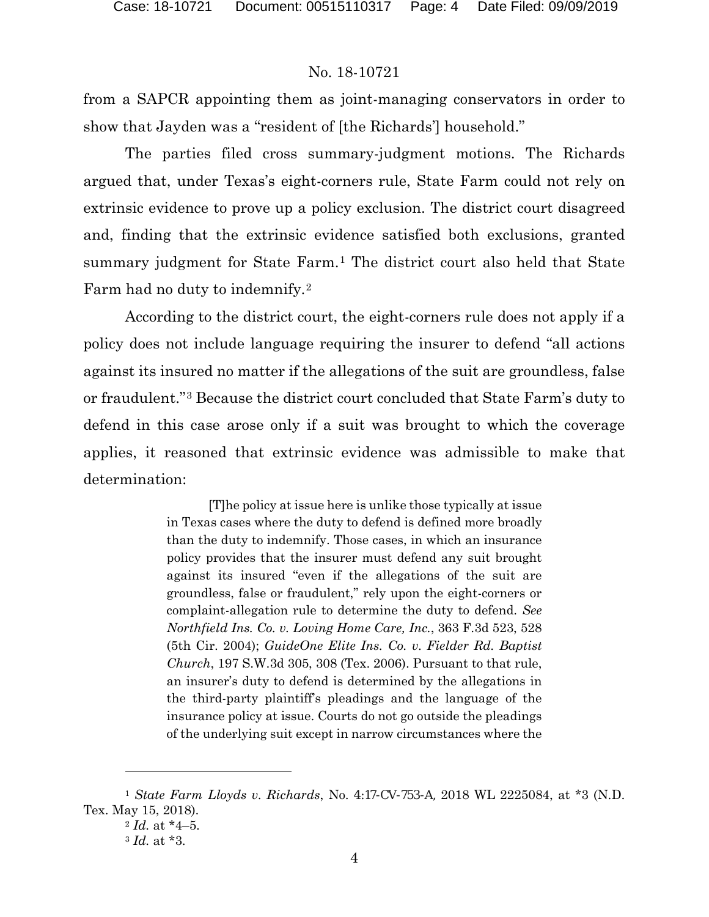from a SAPCR appointing them as joint-managing conservators in order to show that Jayden was a "resident of [the Richards'] household."

The parties filed cross summary-judgment motions. The Richards argued that, under Texas's eight-corners rule, State Farm could not rely on extrinsic evidence to prove up a policy exclusion. The district court disagreed and, finding that the extrinsic evidence satisfied both exclusions, granted summary judgment for State Farm.[1] The district court also held that State Farm had no duty to indemnify.[2]

According to the district court, the eight-corners rule does not apply if a policy does not include language requiring the insurer to defend "all actions against its insured no matter if the allegations of the suit are groundless, false or fraudulent."[3] Because the district court concluded that State Farm's duty to defend in this case arose only if a suit was brought to which the coverage applies, it reasoned that extrinsic evidence was admissible to make that determination:

> [T]he policy at issue here is unlike those typically at issue in Texas cases where the duty to defend is defined more broadly than the duty to indemnify. Those cases, in which an insurance policy provides that the insurer must defend any suit brought against its insured "even if the allegations of the suit are groundless, false or fraudulent," rely upon the eight-corners or complaint-allegation rule to determine the duty to defend. *See Northfield Ins. Co. v. Loving Home Care, Inc.*, 363 F.3d 523, 528 (5th Cir. 2004); *GuideOne Elite Ins. Co. v. Fielder Rd. Baptist Church*, 197 S.W.3d 305, 308 (Tex. 2006). Pursuant to that rule, an insurer's duty to defend is determined by the allegations in the third-party plaintiff's pleadings and the language of the insurance policy at issue. Courts do not go outside the pleadings of the underlying suit except in narrow circumstances where the

---

[1] *State Farm Lloyds v. Richards*, No. 4:17-CV-753-A, 2018 WL 2225084, at *3 (N.D. Tex. May 15, 2018).

[2] *Id.* at *4–5.

[3] *Id.* at *3.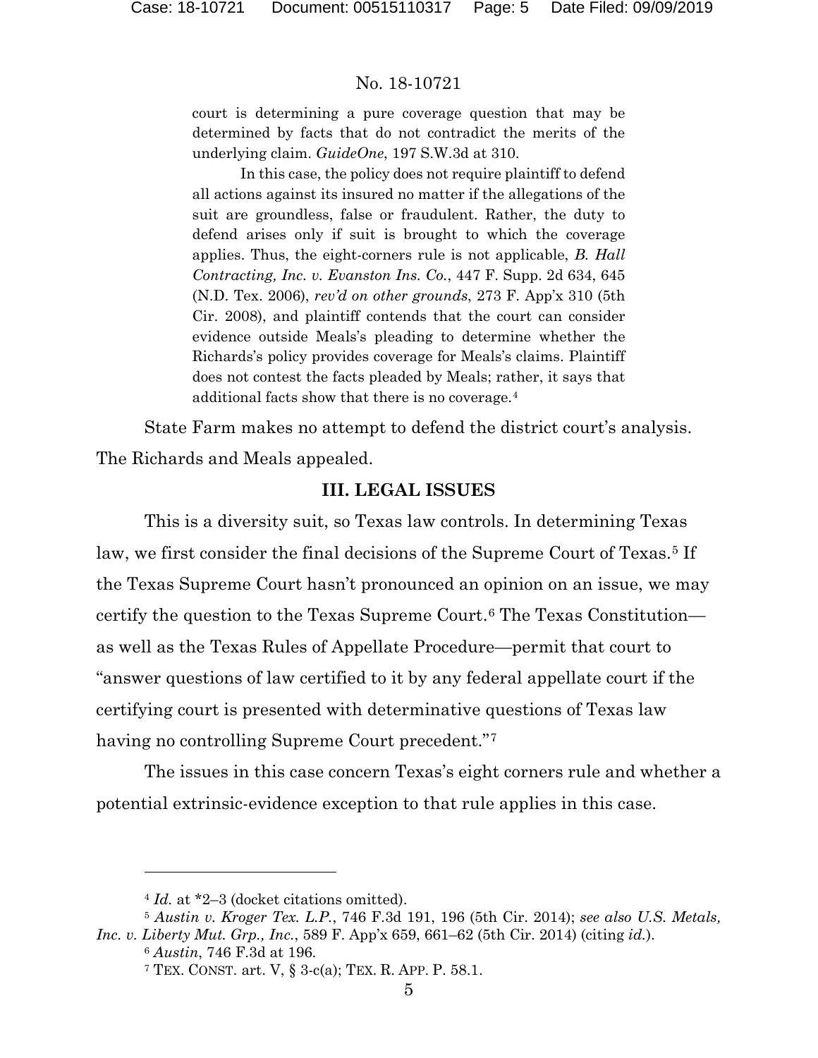> court is determining a pure coverage question that may be determined by facts that do not contradict the merits of the underlying claim. *GuideOne*, 197 S.W.3d at 310.
>
> In this case, the policy does not require plaintiff to defend all actions against its insured no matter if the allegations of the suit are groundless, false or fraudulent. Rather, the duty to defend arises only if suit is brought to which the coverage applies. Thus, the eight-corners rule is not applicable, *B. Hall Contracting, Inc. v. Evanston Ins. Co.*, 447 F. Supp. 2d 634, 645 (N.D. Tex. 2006), *rev'd on other grounds*, 273 F. App'x 310 (5th Cir. 2008), and plaintiff contends that the court can consider evidence outside Meals's pleading to determine whether the Richards's policy provides coverage for Meals's claims. Plaintiff does not contest the facts pleaded by Meals; rather, it says that additional facts show that there is no coverage.[4]

State Farm makes no attempt to defend the district court's analysis. The Richards and Meals appealed.

## III. LEGAL ISSUES

This is a diversity suit, so Texas law controls. In determining Texas law, we first consider the final decisions of the Supreme Court of Texas.[5] If the Texas Supreme Court hasn't pronounced an opinion on an issue, we may certify the question to the Texas Supreme Court.[6] The Texas Constitution—as well as the Texas Rules of Appellate Procedure—permit that court to "answer questions of law certified to it by any federal appellate court if the certifying court is presented with determinative questions of Texas law having no controlling Supreme Court precedent."[7]

The issues in this case concern Texas's eight corners rule and whether a potential extrinsic-evidence exception to that rule applies in this case.

---

[4] *Id.* at *2–3 (docket citations omitted).

[5] *Austin v. Kroger Tex. L.P.*, 746 F.3d 191, 196 (5th Cir. 2014); *see also U.S. Metals, Inc. v. Liberty Mut. Grp., Inc.*, 589 F. App'x 659, 661–62 (5th Cir. 2014) (citing *id.*).

[6] *Austin*, 746 F.3d at 196.

[7] TEX. CONST. art. V, § 3-c(a); TEX. R. APP. P. 58.1.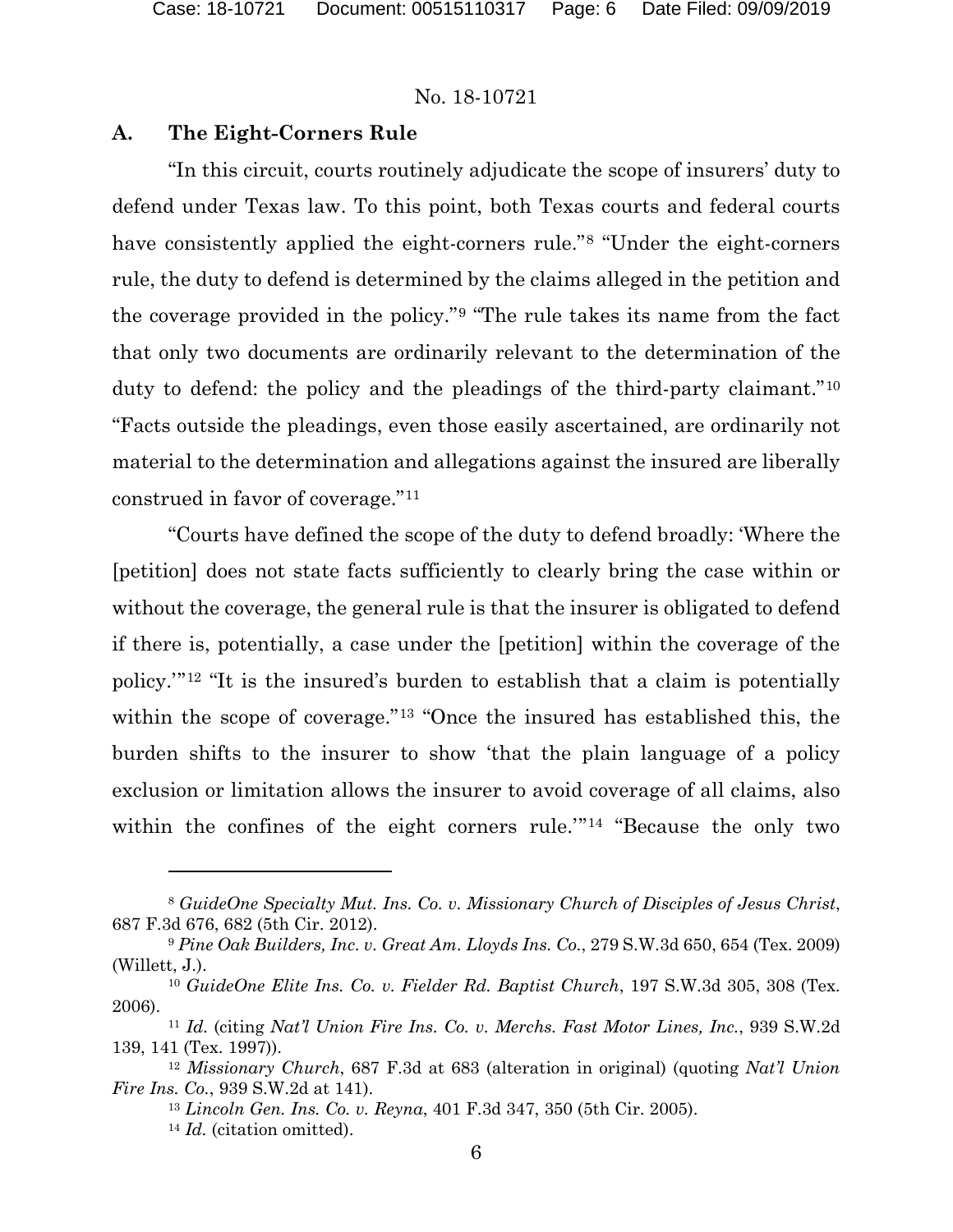## A. The Eight-Corners Rule

"In this circuit, courts routinely adjudicate the scope of insurers' duty to defend under Texas law. To this point, both Texas courts and federal courts have consistently applied the eight-corners rule."[8] "Under the eight-corners rule, the duty to defend is determined by the claims alleged in the petition and the coverage provided in the policy."[9] "The rule takes its name from the fact that only two documents are ordinarily relevant to the determination of the duty to defend: the policy and the pleadings of the third-party claimant."[10] "Facts outside the pleadings, even those easily ascertained, are ordinarily not material to the determination and allegations against the insured are liberally construed in favor of coverage."[11]

"Courts have defined the scope of the duty to defend broadly: 'Where the [petition] does not state facts sufficiently to clearly bring the case within or without the coverage, the general rule is that the insurer is obligated to defend if there is, potentially, a case under the [petition] within the coverage of the policy.'"[12] "It is the insured's burden to establish that a claim is potentially within the scope of coverage."[13] "Once the insured has established this, the burden shifts to the insurer to show 'that the plain language of a policy exclusion or limitation allows the insurer to avoid coverage of all claims, also within the confines of the eight corners rule.'"[14] "Because the only two

---

[8] *GuideOne Specialty Mut. Ins. Co. v. Missionary Church of Disciples of Jesus Christ*, 687 F.3d 676, 682 (5th Cir. 2012).

[9] *Pine Oak Builders, Inc. v. Great Am. Lloyds Ins. Co.*, 279 S.W.3d 650, 654 (Tex. 2009) (Willett, J.).

[10] *GuideOne Elite Ins. Co. v. Fielder Rd. Baptist Church*, 197 S.W.3d 305, 308 (Tex. 2006).

[11] *Id.* (citing *Nat'l Union Fire Ins. Co. v. Merchs. Fast Motor Lines, Inc.*, 939 S.W.2d 139, 141 (Tex. 1997)).

[12] *Missionary Church*, 687 F.3d at 683 (alteration in original) (quoting *Nat'l Union Fire Ins. Co.*, 939 S.W.2d at 141).

[13] *Lincoln Gen. Ins. Co. v. Reyna*, 401 F.3d 347, 350 (5th Cir. 2005).

[14] *Id.* (citation omitted).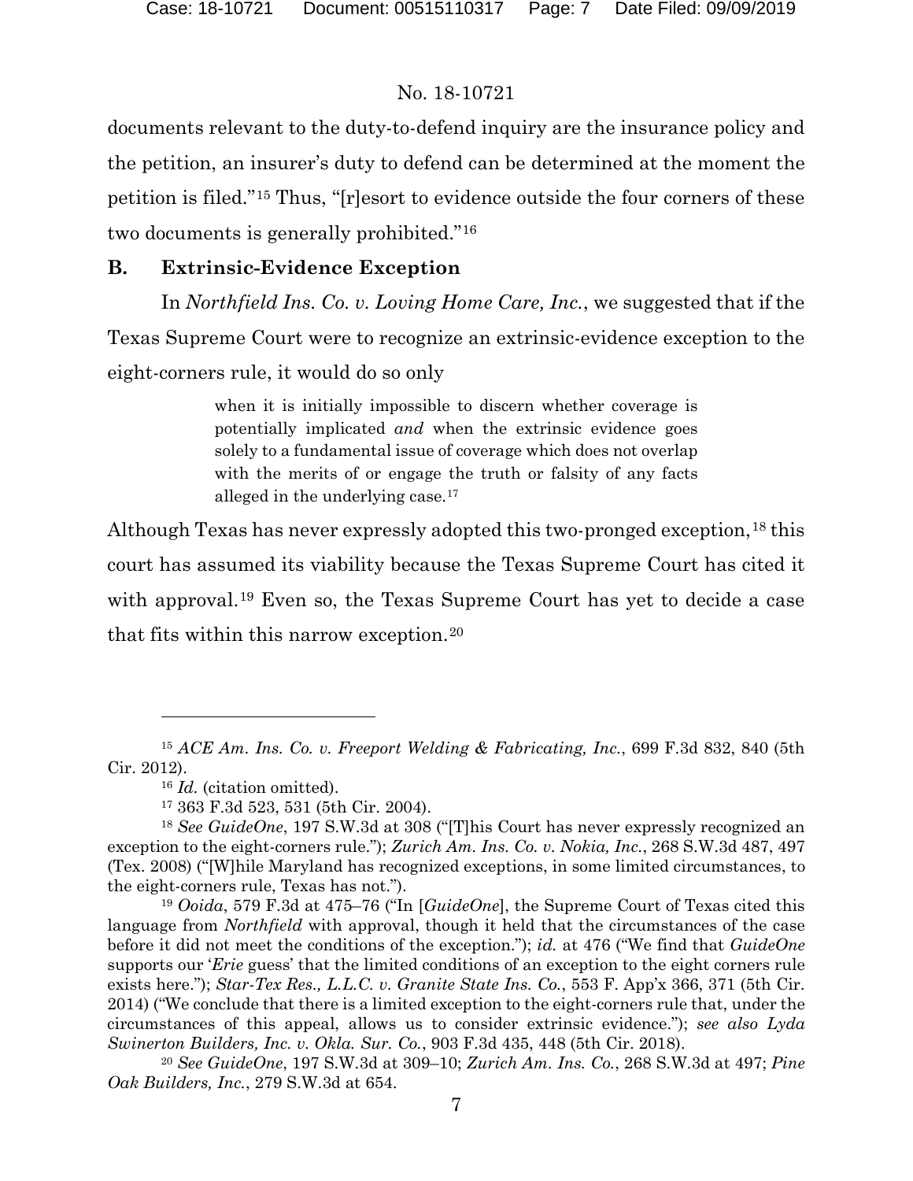documents relevant to the duty-to-defend inquiry are the insurance policy and the petition, an insurer's duty to defend can be determined at the moment the petition is filed."[15] Thus, "[r]esort to evidence outside the four corners of these two documents is generally prohibited."[16]

### B. Extrinsic-Evidence Exception

In *Northfield Ins. Co. v. Loving Home Care, Inc.*, we suggested that if the Texas Supreme Court were to recognize an extrinsic-evidence exception to the eight-corners rule, it would do so only

> when it is initially impossible to discern whether coverage is potentially implicated *and* when the extrinsic evidence goes solely to a fundamental issue of coverage which does not overlap with the merits of or engage the truth or falsity of any facts alleged in the underlying case.[17]

Although Texas has never expressly adopted this two-pronged exception,[18] this court has assumed its viability because the Texas Supreme Court has cited it with approval.[19] Even so, the Texas Supreme Court has yet to decide a case that fits within this narrow exception.[20]

---

[15] *ACE Am. Ins. Co. v. Freeport Welding & Fabricating, Inc.*, 699 F.3d 832, 840 (5th Cir. 2012).

[16] *Id.* (citation omitted).

[17] 363 F.3d 523, 531 (5th Cir. 2004).

[18] *See GuideOne*, 197 S.W.3d at 308 ("[T]his Court has never expressly recognized an exception to the eight-corners rule."); *Zurich Am. Ins. Co. v. Nokia, Inc.*, 268 S.W.3d 487, 497 (Tex. 2008) ("[W]hile Maryland has recognized exceptions, in some limited circumstances, to the eight-corners rule, Texas has not.").

[19] *Ooida*, 579 F.3d at 475–76 ("In [*GuideOne*], the Supreme Court of Texas cited this language from *Northfield* with approval, though it held that the circumstances of the case before it did not meet the conditions of the exception."); *id.* at 476 ("We find that *GuideOne* supports our '*Erie* guess' that the limited conditions of an exception to the eight corners rule exists here."); *Star-Tex Res., L.L.C. v. Granite State Ins. Co.*, 553 F. App'x 366, 371 (5th Cir. 2014) ("We conclude that there is a limited exception to the eight-corners rule that, under the circumstances of this appeal, allows us to consider extrinsic evidence."); *see also Lyda Swinerton Builders, Inc. v. Okla. Sur. Co.*, 903 F.3d 435, 448 (5th Cir. 2018).

[20] *See GuideOne*, 197 S.W.3d at 309–10; *Zurich Am. Ins. Co.*, 268 S.W.3d at 497; *Pine Oak Builders, Inc.*, 279 S.W.3d at 654.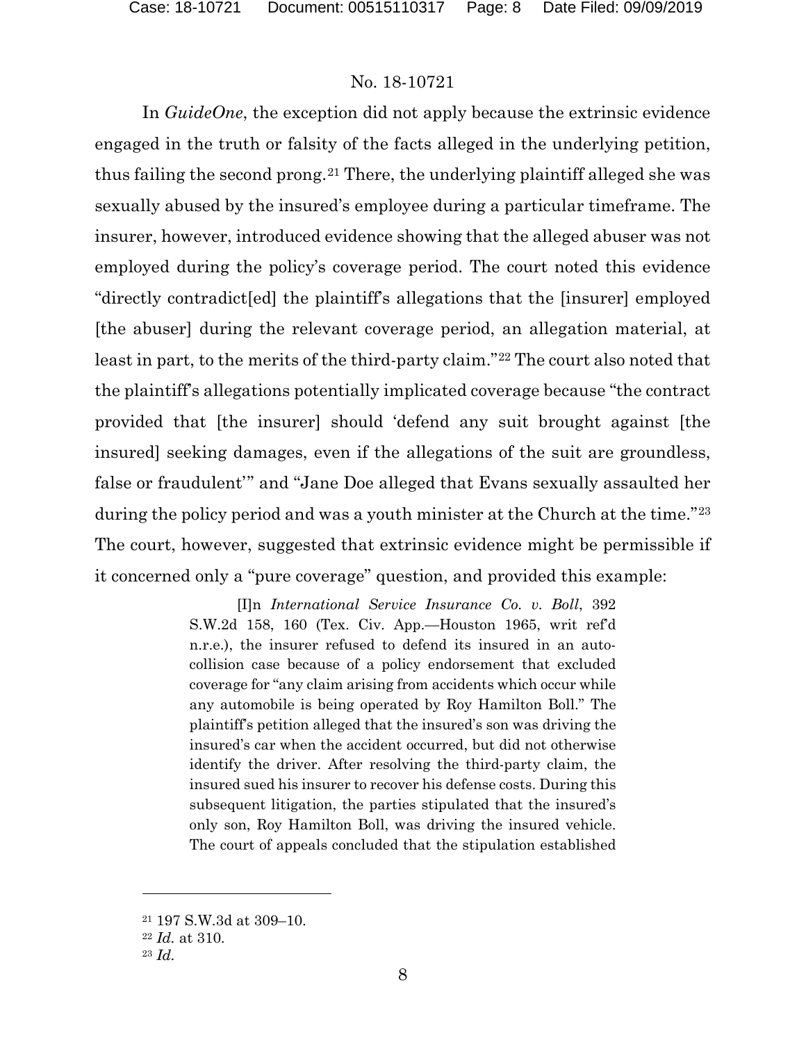In *GuideOne*, the exception did not apply because the extrinsic evidence engaged in the truth or falsity of the facts alleged in the underlying petition, thus failing the second prong.[21] There, the underlying plaintiff alleged she was sexually abused by the insured's employee during a particular timeframe. The insurer, however, introduced evidence showing that the alleged abuser was not employed during the policy's coverage period. The court noted this evidence "directly contradict[ed] the plaintiff's allegations that the [insurer] employed [the abuser] during the relevant coverage period, an allegation material, at least in part, to the merits of the third-party claim."[22] The court also noted that the plaintiff's allegations potentially implicated coverage because "the contract provided that [the insurer] should 'defend any suit brought against [the insured] seeking damages, even if the allegations of the suit are groundless, false or fraudulent'" and "Jane Doe alleged that Evans sexually assaulted her during the policy period and was a youth minister at the Church at the time."[23] The court, however, suggested that extrinsic evidence might be permissible if it concerned only a "pure coverage" question, and provided this example:

> [I]n *International Service Insurance Co. v. Boll*, 392 S.W.2d 158, 160 (Tex. Civ. App.—Houston 1965, writ ref'd n.r.e.), the insurer refused to defend its insured in an auto-collision case because of a policy endorsement that excluded coverage for "any claim arising from accidents which occur while any automobile is being operated by Roy Hamilton Boll." The plaintiff's petition alleged that the insured's son was driving the insured's car when the accident occurred, but did not otherwise identify the driver. After resolving the third-party claim, the insured sued his insurer to recover his defense costs. During this subsequent litigation, the parties stipulated that the insured's only son, Roy Hamilton Boll, was driving the insured vehicle. The court of appeals concluded that the stipulation established

---

[21] 197 S.W.3d at 309–10.

[22] *Id.* at 310.

[23] *Id.*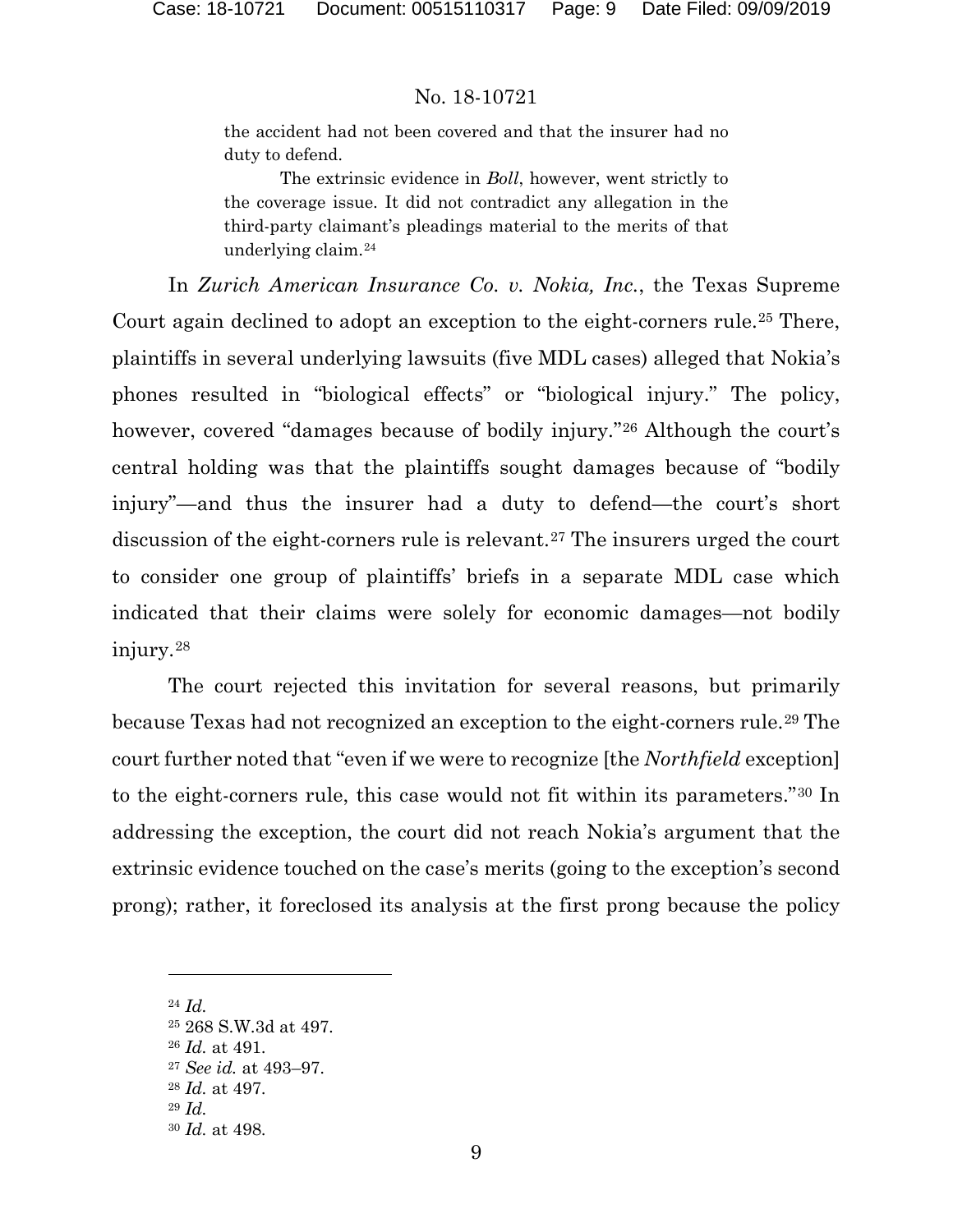> the accident had not been covered and that the insurer had no duty to defend.
>
> The extrinsic evidence in *Boll*, however, went strictly to the coverage issue. It did not contradict any allegation in the third-party claimant's pleadings material to the merits of that underlying claim.[24]

In *Zurich American Insurance Co. v. Nokia, Inc.*, the Texas Supreme Court again declined to adopt an exception to the eight-corners rule.[25] There, plaintiffs in several underlying lawsuits (five MDL cases) alleged that Nokia's phones resulted in "biological effects" or "biological injury." The policy, however, covered "damages because of bodily injury."[26] Although the court's central holding was that the plaintiffs sought damages because of "bodily injury"—and thus the insurer had a duty to defend—the court's short discussion of the eight-corners rule is relevant.[27] The insurers urged the court to consider one group of plaintiffs' briefs in a separate MDL case which indicated that their claims were solely for economic damages—not bodily injury.[28]

The court rejected this invitation for several reasons, but primarily because Texas had not recognized an exception to the eight-corners rule.[29] The court further noted that "even if we were to recognize [the *Northfield* exception] to the eight-corners rule, this case would not fit within its parameters."[30] In addressing the exception, the court did not reach Nokia's argument that the extrinsic evidence touched on the case's merits (going to the exception's second prong); rather, it foreclosed its analysis at the first prong because the policy

---

[24] *Id.*
[25] 268 S.W.3d at 497.
[26] *Id.* at 491.
[27] *See id.* at 493–97.
[28] *Id.* at 497.
[29] *Id.*
[30] *Id.* at 498.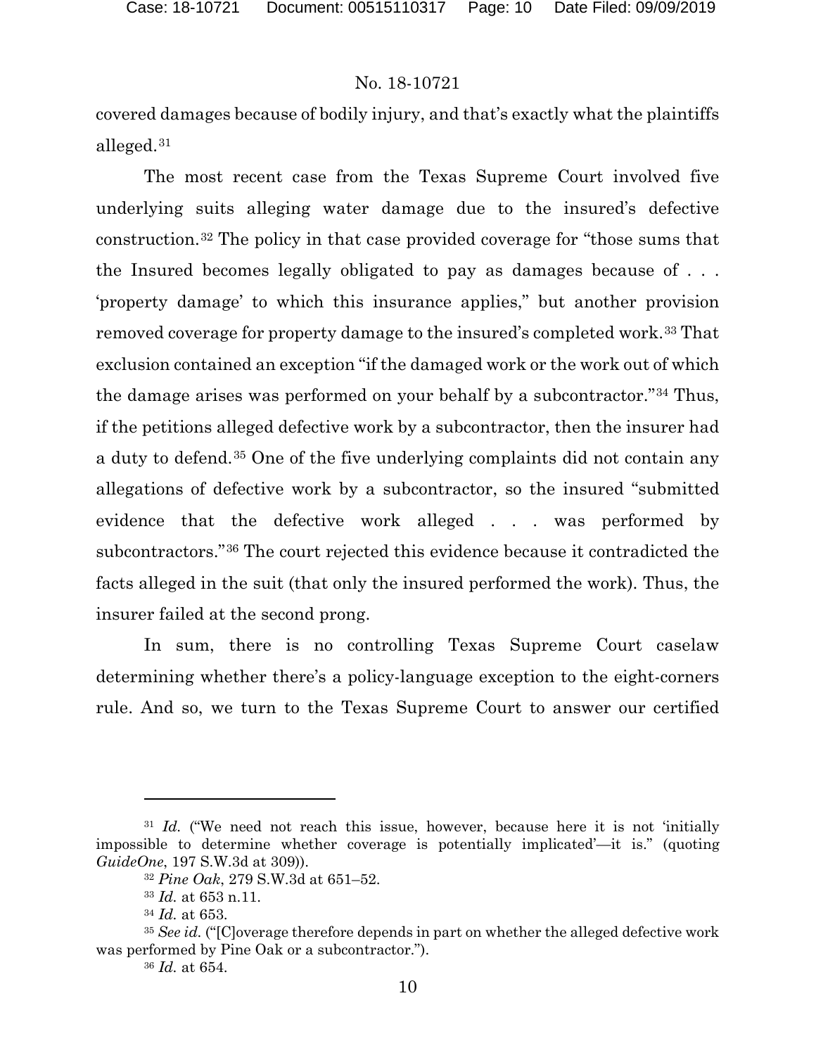covered damages because of bodily injury, and that's exactly what the plaintiffs alleged.[31]

The most recent case from the Texas Supreme Court involved five underlying suits alleging water damage due to the insured's defective construction.[32] The policy in that case provided coverage for "those sums that the Insured becomes legally obligated to pay as damages because of . . . 'property damage' to which this insurance applies," but another provision removed coverage for property damage to the insured's completed work.[33] That exclusion contained an exception "if the damaged work or the work out of which the damage arises was performed on your behalf by a subcontractor."[34] Thus, if the petitions alleged defective work by a subcontractor, then the insurer had a duty to defend.[35] One of the five underlying complaints did not contain any allegations of defective work by a subcontractor, so the insured "submitted evidence that the defective work alleged . . . was performed by subcontractors."[36] The court rejected this evidence because it contradicted the facts alleged in the suit (that only the insured performed the work). Thus, the insurer failed at the second prong.

In sum, there is no controlling Texas Supreme Court caselaw determining whether there's a policy-language exception to the eight-corners rule. And so, we turn to the Texas Supreme Court to answer our certified

---

[31] *Id.* ("We need not reach this issue, however, because here it is not 'initially impossible to determine whether coverage is potentially implicated'—it is." (quoting *GuideOne*, 197 S.W.3d at 309)).

[32] *Pine Oak*, 279 S.W.3d at 651–52.

[33] *Id.* at 653 n.11.

[34] *Id.* at 653.

[35] *See id.* ("[C]overage therefore depends in part on whether the alleged defective work was performed by Pine Oak or a subcontractor.").

[36] *Id.* at 654.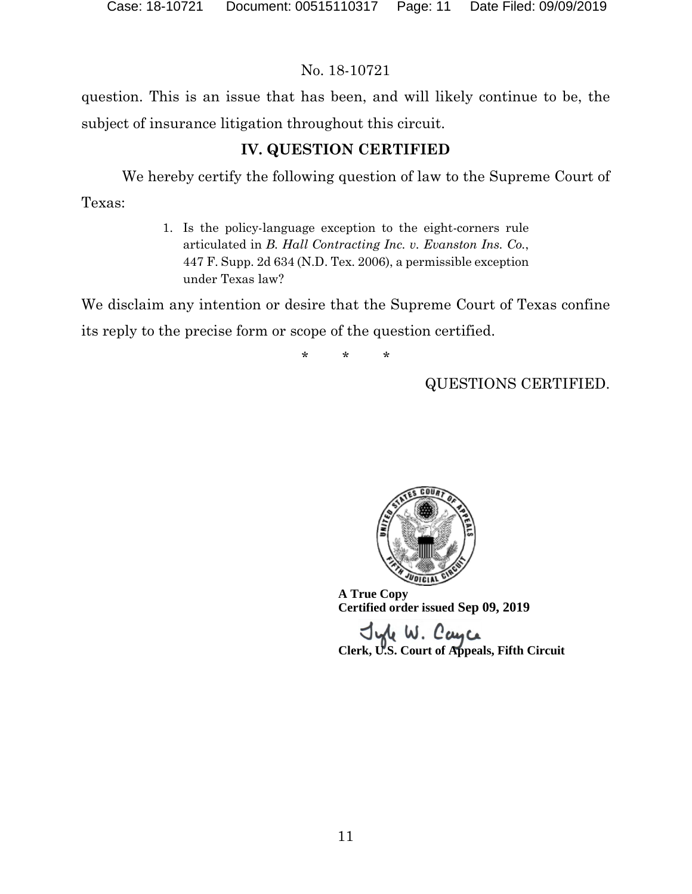question. This is an issue that has been, and will likely continue to be, the subject of insurance litigation throughout this circuit.

## IV. QUESTION CERTIFIED

We hereby certify the following question of law to the Supreme Court of Texas:

> 1. Is the policy-language exception to the eight-corners rule articulated in *B. Hall Contracting Inc. v. Evanston Ins. Co.*, 447 F. Supp. 2d 634 (N.D. Tex. 2006), a permissible exception under Texas law?

We disclaim any intention or desire that the Supreme Court of Texas confine its reply to the precise form or scope of the question certified.

\*        \*        \*

QUESTIONS CERTIFIED.

**A True Copy**
**Certified order issued Sep 09, 2019**

Jyle W. Cayce
**Clerk, U.S. Court of Appeals, Fifth Circuit**